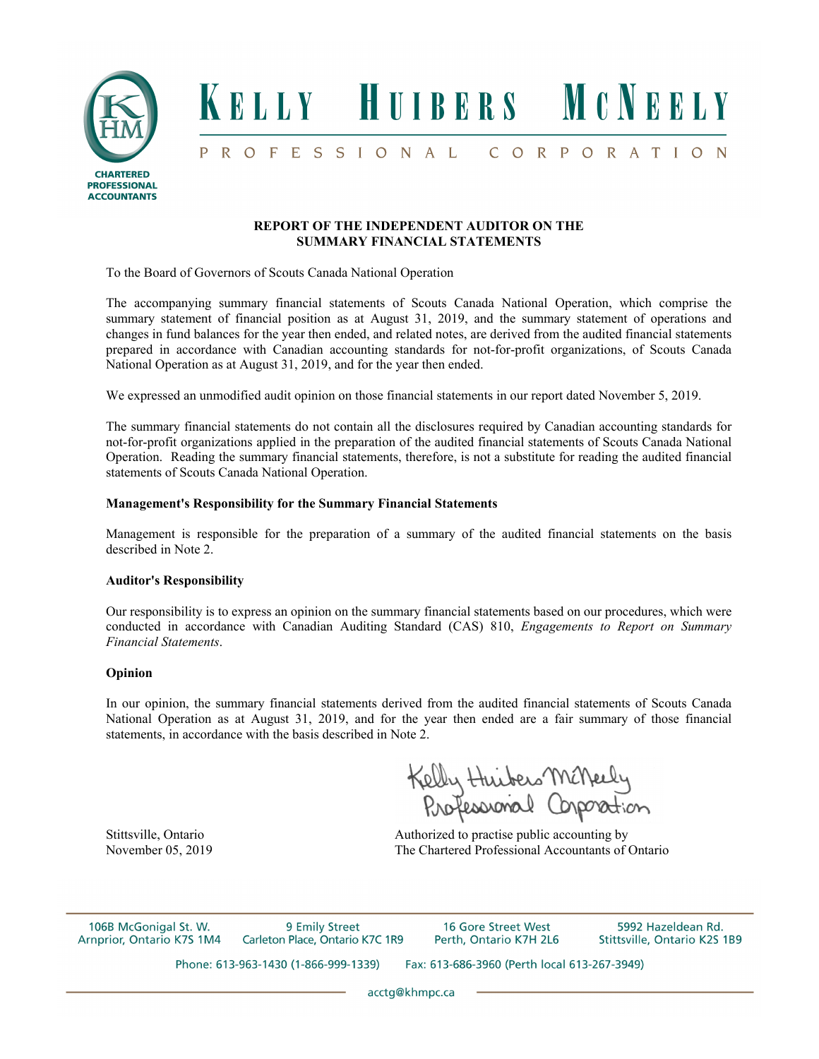# KELLY HUIBERS MCNEELY

PROFESSIONAL CORPORATION

CHARTERED PROFESSIONAL ACCOUNTANTS

## REPORT OF THE INDEPENDENT AUDITOR ON THE SUMMARY FINANCIAL STATEMENTS

To the Board of Governors of Scouts Canada National Operation

The accompanying summary financial statements of Scouts Canada National Operation, which comprise the summary statement of financial position as at August 31, 2019, and the summary statement of operations and changes in fund balances for the year then ended, and related notes, are derived from the audited financial statements prepared in accordance with Canadian accounting standards for not-for-profit organizations, of Scouts Canada National Operation as at August 31, 2019, and for the year then ended.

We expressed an unmodified audit opinion on those financial statements in our report dated November 5, 2019.

The summary financial statements do not contain all the disclosures required by Canadian accounting standards for not-for-profit organizations applied in the preparation of the audited financial statements of Scouts Canada National Operation. Reading the summary financial statements, therefore, is not a substitute for reading the audited financial statements of Scouts Canada National Operation.

### Management's Responsibility for the Summary Financial Statements

Management is responsible for the preparation of a summary of the audited financial statements on the basis described in Note 2.

### Auditor's Responsibility

Our responsibility is to express an opinion on the summary financial statements based on our procedures, which were conducted in accordance with Canadian Auditing Standard (CAS) 810, *Engagements to Report on Summary Financial Statements*.

### Opinion

In our opinion, the summary financial statements derived from the audited financial statements of Scouts Canada National Operation as at August 31, 2019, and for the year then ended are a fair summary of those financial statements, in accordance with the basis described in Note 2.

Kelly Huibers McNeely Professional Corporation

Stittsville, Ontario
November 05, 2019

Authorized to practise public accounting by
The Chartered Professional Accountants of Ontario

106B McGonigal St. W. Arnprior, Ontario K7S 1M4 | 9 Emily Street Carleton Place, Ontario K7C 1R9 | 16 Gore Street West Perth, Ontario K7H 2L6 | 5992 Hazeldean Rd. Stittsville, Ontario K2S 1B9

Phone: 613-963-1430 (1-866-999-1339) Fax: 613-686-3960 (Perth local 613-267-3949)

acctg@khmpc.ca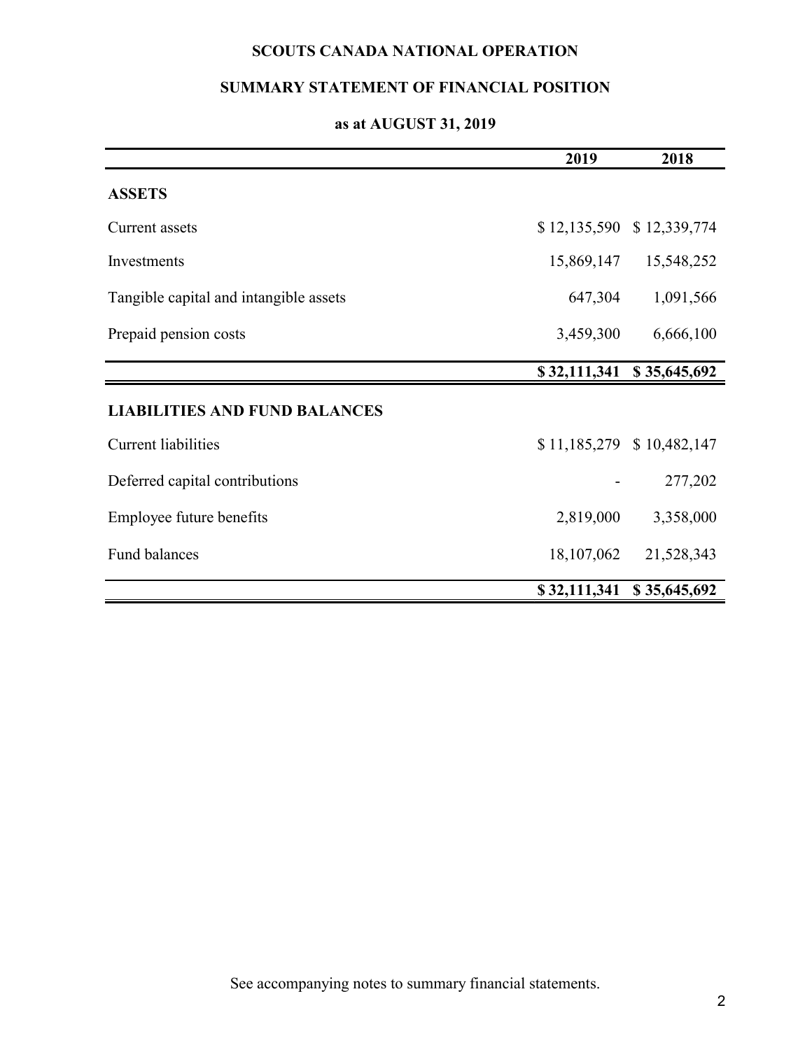# SCOUTS CANADA NATIONAL OPERATION

## SUMMARY STATEMENT OF FINANCIAL POSITION

### as at AUGUST 31, 2019

| | 2019 | 2018 |
|---|---|---|
| **ASSETS** | | |
| Current assets | $ 12,135,590 | $ 12,339,774 |
| Investments | 15,869,147 | 15,548,252 |
| Tangible capital and intangible assets | 647,304 | 1,091,566 |
| Prepaid pension costs | 3,459,300 | 6,666,100 |
| | **$ 32,111,341** | **$ 35,645,692** |
| **LIABILITIES AND FUND BALANCES** | | |
| Current liabilities | $ 11,185,279 | $ 10,482,147 |
| Deferred capital contributions | - | 277,202 |
| Employee future benefits | 2,819,000 | 3,358,000 |
| Fund balances | 18,107,062 | 21,528,343 |
| | **$ 32,111,341** | **$ 35,645,692** |

See accompanying notes to summary financial statements.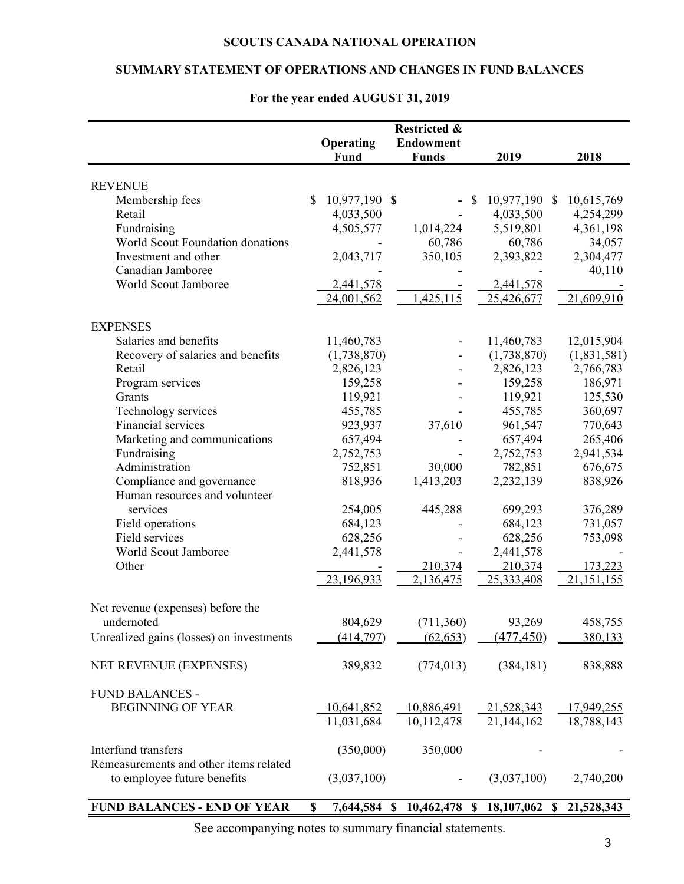# SCOUTS CANADA NATIONAL OPERATION

## SUMMARY STATEMENT OF OPERATIONS AND CHANGES IN FUND BALANCES

### For the year ended AUGUST 31, 2019

| | Operating Fund | Restricted & Endowment Funds | 2019 | 2018 |
|---|---|---|---|---|
| REVENUE | | | | |
| Membership fees | $ 10,977,190 | $ - | $ 10,977,190 | $ 10,615,769 |
| Retail | 4,033,500 | - | 4,033,500 | 4,254,299 |
| Fundraising | 4,505,577 | 1,014,224 | 5,519,801 | 4,361,198 |
| World Scout Foundation donations | - | 60,786 | 60,786 | 34,057 |
| Investment and other | 2,043,717 | 350,105 | 2,393,822 | 2,304,477 |
| Canadian Jamboree | - | - | - | 40,110 |
| World Scout Jamboree | 2,441,578 | - | 2,441,578 | - |
| | 24,001,562 | 1,425,115 | 25,426,677 | 21,609,910 |
| EXPENSES | | | | |
| Salaries and benefits | 11,460,783 | - | 11,460,783 | 12,015,904 |
| Recovery of salaries and benefits | (1,738,870) | - | (1,738,870) | (1,831,581) |
| Retail | 2,826,123 | - | 2,826,123 | 2,766,783 |
| Program services | 159,258 | - | 159,258 | 186,971 |
| Grants | 119,921 | - | 119,921 | 125,530 |
| Technology services | 455,785 | - | 455,785 | 360,697 |
| Financial services | 923,937 | 37,610 | 961,547 | 770,643 |
| Marketing and communications | 657,494 | - | 657,494 | 265,406 |
| Fundraising | 2,752,753 | - | 2,752,753 | 2,941,534 |
| Administration | 752,851 | 30,000 | 782,851 | 676,675 |
| Compliance and governance | 818,936 | 1,413,203 | 2,232,139 | 838,926 |
| Human resources and volunteer services | 254,005 | 445,288 | 699,293 | 376,289 |
| Field operations | 684,123 | - | 684,123 | 731,057 |
| Field services | 628,256 | - | 628,256 | 753,098 |
| World Scout Jamboree | 2,441,578 | - | 2,441,578 | - |
| Other | - | 210,374 | 210,374 | 173,223 |
| | 23,196,933 | 2,136,475 | 25,333,408 | 21,151,155 |
| Net revenue (expenses) before the undernoted | 804,629 | (711,360) | 93,269 | 458,755 |
| Unrealized gains (losses) on investments | (414,797) | (62,653) | (477,450) | 380,133 |
| NET REVENUE (EXPENSES) | 389,832 | (774,013) | (384,181) | 838,888 |
| FUND BALANCES - BEGINNING OF YEAR | 10,641,852 | 10,886,491 | 21,528,343 | 17,949,255 |
| | 11,031,684 | 10,112,478 | 21,144,162 | 18,788,143 |
| Interfund transfers | (350,000) | 350,000 | - | - |
| Remeasurements and other items related to employee future benefits | (3,037,100) | - | (3,037,100) | 2,740,200 |
| **FUND BALANCES - END OF YEAR** | **$ 7,644,584** | **$ 10,462,478** | **$ 18,107,062** | **$ 21,528,343** |

See accompanying notes to summary financial statements.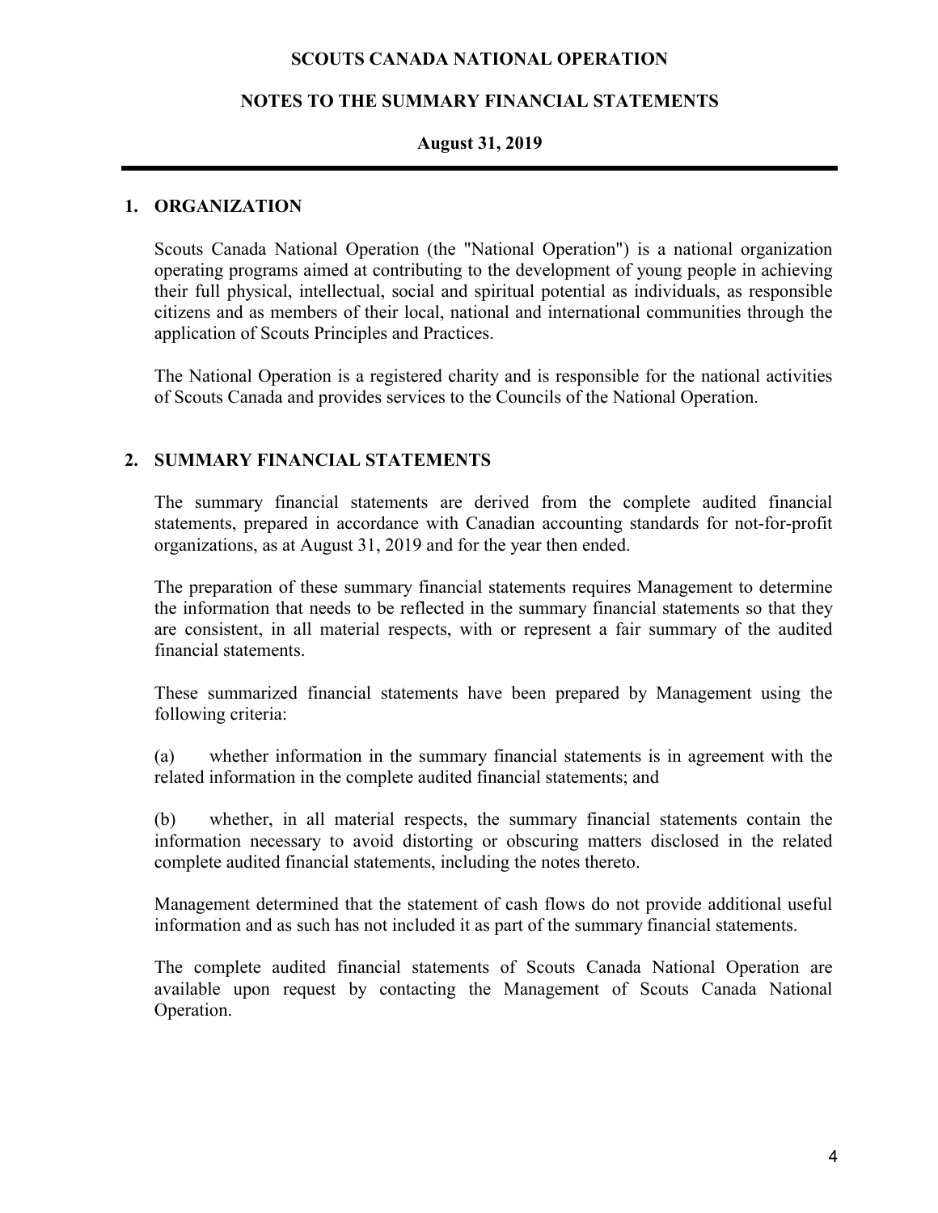# SCOUTS CANADA NATIONAL OPERATION

## NOTES TO THE SUMMARY FINANCIAL STATEMENTS

**August 31, 2019**

## 1. ORGANIZATION

Scouts Canada National Operation (the "National Operation") is a national organization operating programs aimed at contributing to the development of young people in achieving their full physical, intellectual, social and spiritual potential as individuals, as responsible citizens and as members of their local, national and international communities through the application of Scouts Principles and Practices.

The National Operation is a registered charity and is responsible for the national activities of Scouts Canada and provides services to the Councils of the National Operation.

## 2. SUMMARY FINANCIAL STATEMENTS

The summary financial statements are derived from the complete audited financial statements, prepared in accordance with Canadian accounting standards for not-for-profit organizations, as at August 31, 2019 and for the year then ended.

The preparation of these summary financial statements requires Management to determine the information that needs to be reflected in the summary financial statements so that they are consistent, in all material respects, with or represent a fair summary of the audited financial statements.

These summarized financial statements have been prepared by Management using the following criteria:

(a) whether information in the summary financial statements is in agreement with the related information in the complete audited financial statements; and

(b) whether, in all material respects, the summary financial statements contain the information necessary to avoid distorting or obscuring matters disclosed in the related complete audited financial statements, including the notes thereto.

Management determined that the statement of cash flows do not provide additional useful information and as such has not included it as part of the summary financial statements.

The complete audited financial statements of Scouts Canada National Operation are available upon request by contacting the Management of Scouts Canada National Operation.